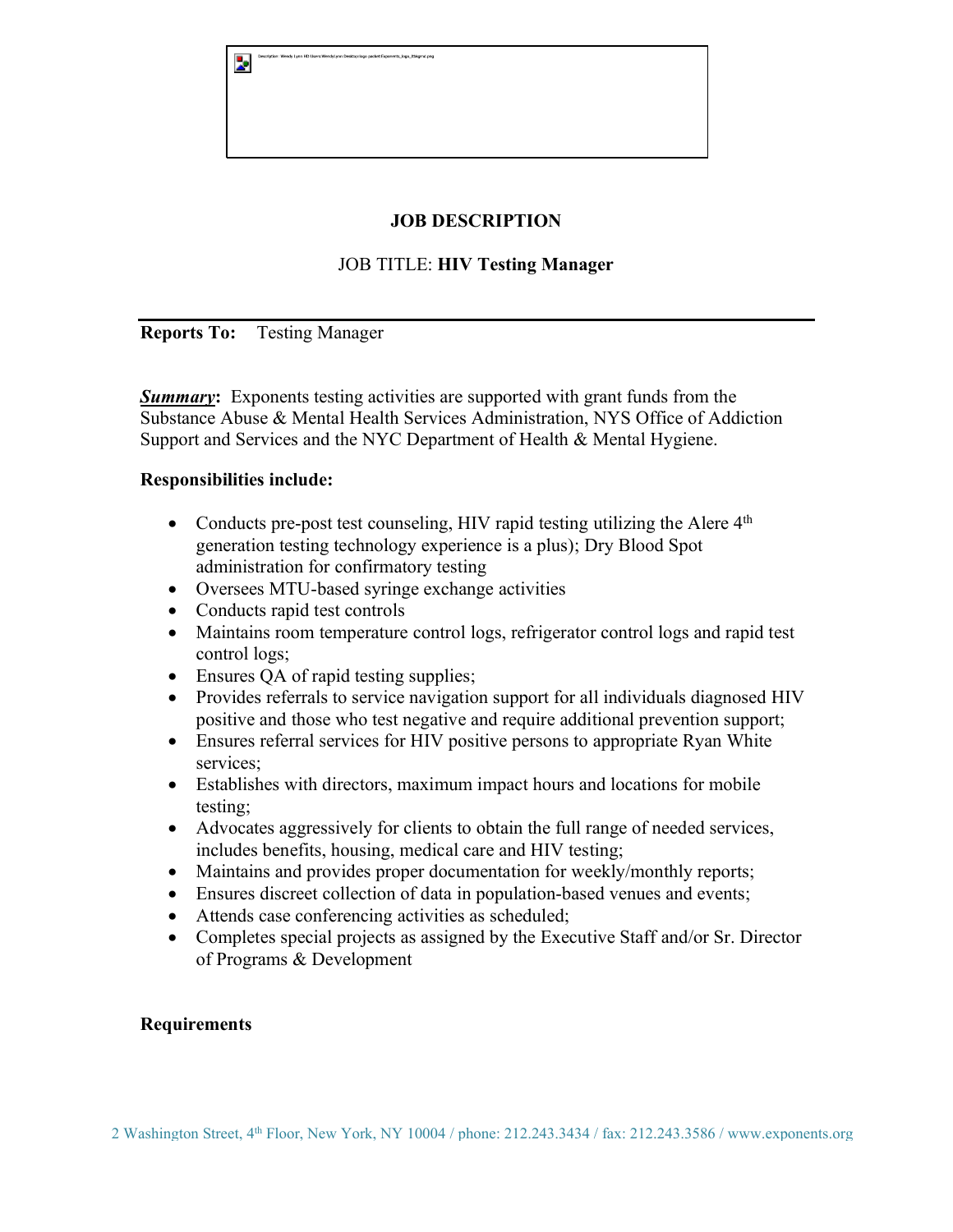**JOB DESCRIPTION**

JOB TITLE: **HIV Testing Manager**

**Reports To:** Testing Manager

***Summary*:** Exponents testing activities are supported with grant funds from the Substance Abuse & Mental Health Services Administration, NYS Office of Addiction Support and Services and the NYC Department of Health & Mental Hygiene.

**Responsibilities include:**

- Conducts pre-post test counseling, HIV rapid testing utilizing the Alere 4th generation testing technology experience is a plus); Dry Blood Spot administration for confirmatory testing
- Oversees MTU-based syringe exchange activities
- Conducts rapid test controls
- Maintains room temperature control logs, refrigerator control logs and rapid test control logs;
- Ensures QA of rapid testing supplies;
- Provides referrals to service navigation support for all individuals diagnosed HIV positive and those who test negative and require additional prevention support;
- Ensures referral services for HIV positive persons to appropriate Ryan White services;
- Establishes with directors, maximum impact hours and locations for mobile testing;
- Advocates aggressively for clients to obtain the full range of needed services, includes benefits, housing, medical care and HIV testing;
- Maintains and provides proper documentation for weekly/monthly reports;
- Ensures discreet collection of data in population-based venues and events;
- Attends case conferencing activities as scheduled;
- Completes special projects as assigned by the Executive Staff and/or Sr. Director of Programs & Development

**Requirements**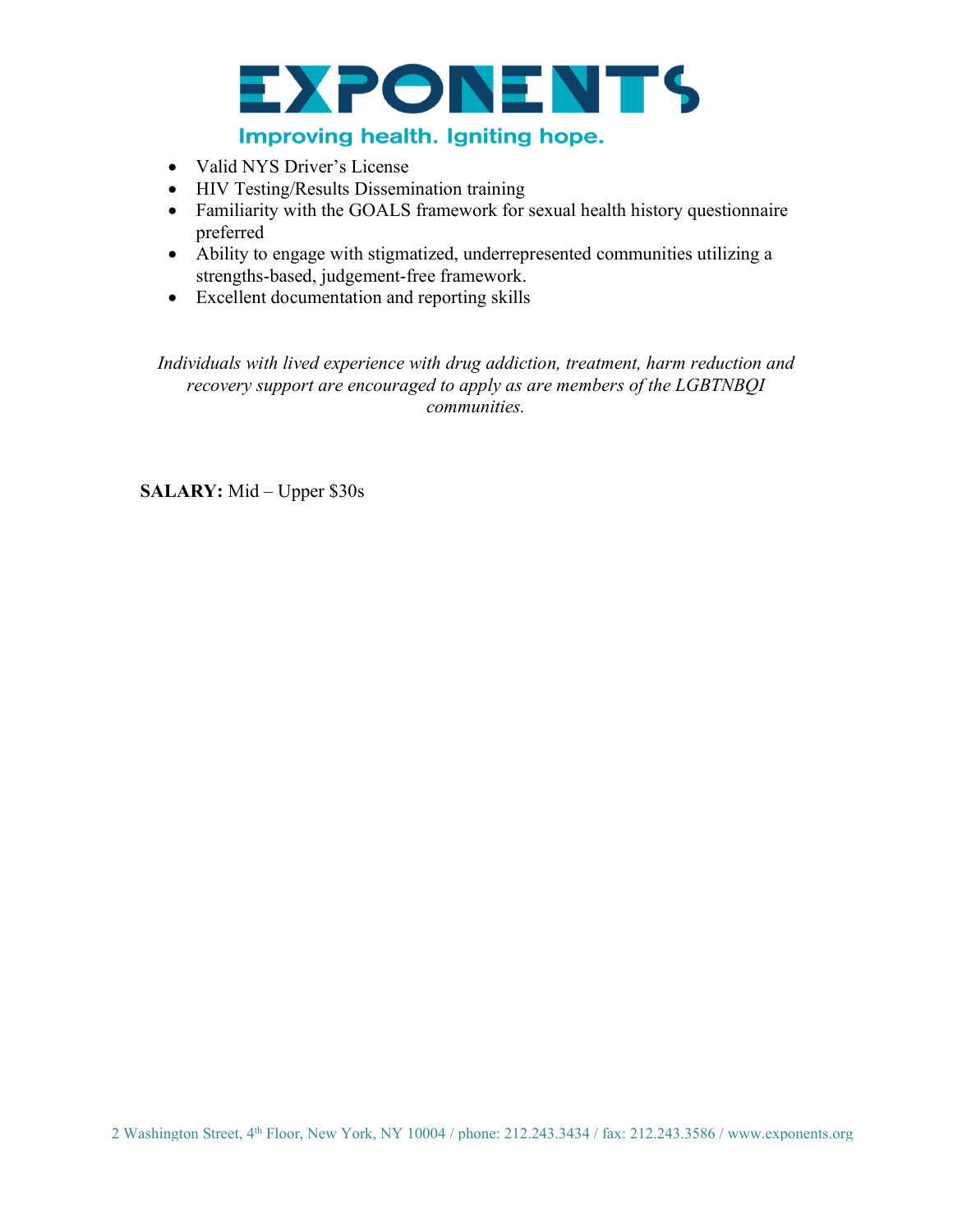- Valid NYS Driver's License
- HIV Testing/Results Dissemination training
- Familiarity with the GOALS framework for sexual health history questionnaire preferred
- Ability to engage with stigmatized, underrepresented communities utilizing a strengths-based, judgement-free framework.
- Excellent documentation and reporting skills

*Individuals with lived experience with drug addiction, treatment, harm reduction and recovery support are encouraged to apply as are members of the LGBTNBQI communities.*

**SALARY:** Mid – Upper $30s